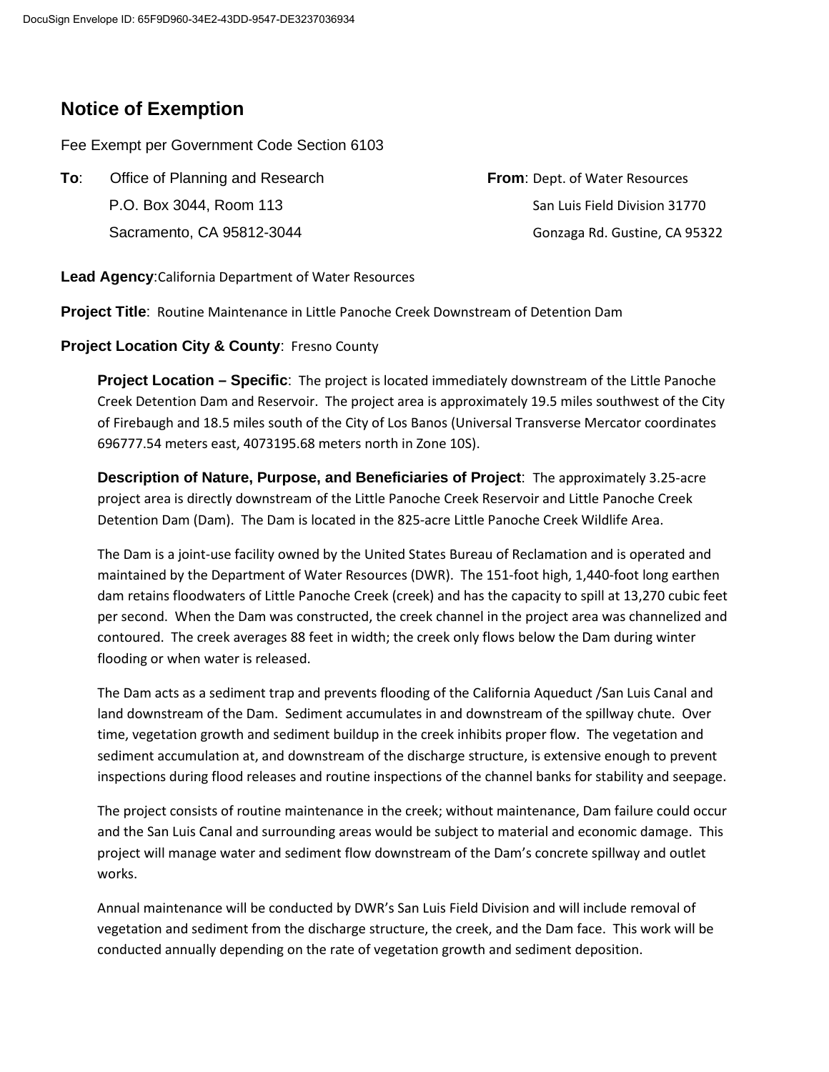# Notice of Exemption

Fee Exempt per Government Code Section 6103

**To**: Office of Planning and Research
P.O. Box 3044, Room 113
Sacramento, CA 95812-3044

**From**: Dept. of Water Resources
San Luis Field Division 31770
Gonzaga Rd. Gustine, CA 95322

**Lead Agency**: California Department of Water Resources

**Project Title**: Routine Maintenance in Little Panoche Creek Downstream of Detention Dam

**Project Location City & County**: Fresno County

**Project Location – Specific**: The project is located immediately downstream of the Little Panoche Creek Detention Dam and Reservoir. The project area is approximately 19.5 miles southwest of the City of Firebaugh and 18.5 miles south of the City of Los Banos (Universal Transverse Mercator coordinates 696777.54 meters east, 4073195.68 meters north in Zone 10S).

**Description of Nature, Purpose, and Beneficiaries of Project**: The approximately 3.25-acre project area is directly downstream of the Little Panoche Creek Reservoir and Little Panoche Creek Detention Dam (Dam). The Dam is located in the 825-acre Little Panoche Creek Wildlife Area.

The Dam is a joint-use facility owned by the United States Bureau of Reclamation and is operated and maintained by the Department of Water Resources (DWR). The 151-foot high, 1,440-foot long earthen dam retains floodwaters of Little Panoche Creek (creek) and has the capacity to spill at 13,270 cubic feet per second. When the Dam was constructed, the creek channel in the project area was channelized and contoured. The creek averages 88 feet in width; the creek only flows below the Dam during winter flooding or when water is released.

The Dam acts as a sediment trap and prevents flooding of the California Aqueduct /San Luis Canal and land downstream of the Dam. Sediment accumulates in and downstream of the spillway chute. Over time, vegetation growth and sediment buildup in the creek inhibits proper flow. The vegetation and sediment accumulation at, and downstream of the discharge structure, is extensive enough to prevent inspections during flood releases and routine inspections of the channel banks for stability and seepage.

The project consists of routine maintenance in the creek; without maintenance, Dam failure could occur and the San Luis Canal and surrounding areas would be subject to material and economic damage. This project will manage water and sediment flow downstream of the Dam's concrete spillway and outlet works.

Annual maintenance will be conducted by DWR's San Luis Field Division and will include removal of vegetation and sediment from the discharge structure, the creek, and the Dam face. This work will be conducted annually depending on the rate of vegetation growth and sediment deposition.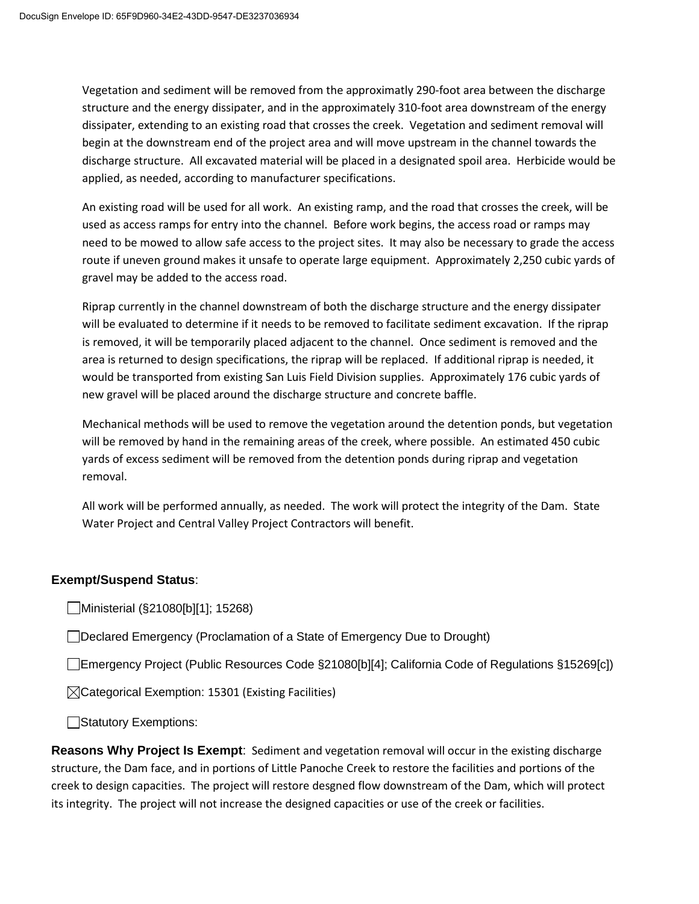Vegetation and sediment will be removed from the approximatly 290-foot area between the discharge structure and the energy dissipater, and in the approximately 310-foot area downstream of the energy dissipater, extending to an existing road that crosses the creek. Vegetation and sediment removal will begin at the downstream end of the project area and will move upstream in the channel towards the discharge structure. All excavated material will be placed in a designated spoil area. Herbicide would be applied, as needed, according to manufacturer specifications.

An existing road will be used for all work. An existing ramp, and the road that crosses the creek, will be used as access ramps for entry into the channel. Before work begins, the access road or ramps may need to be mowed to allow safe access to the project sites. It may also be necessary to grade the access route if uneven ground makes it unsafe to operate large equipment. Approximately 2,250 cubic yards of gravel may be added to the access road.

Riprap currently in the channel downstream of both the discharge structure and the energy dissipater will be evaluated to determine if it needs to be removed to facilitate sediment excavation. If the riprap is removed, it will be temporarily placed adjacent to the channel. Once sediment is removed and the area is returned to design specifications, the riprap will be replaced. If additional riprap is needed, it would be transported from existing San Luis Field Division supplies. Approximately 176 cubic yards of new gravel will be placed around the discharge structure and concrete baffle.

Mechanical methods will be used to remove the vegetation around the detention ponds, but vegetation will be removed by hand in the remaining areas of the creek, where possible. An estimated 450 cubic yards of excess sediment will be removed from the detention ponds during riprap and vegetation removal.

All work will be performed annually, as needed. The work will protect the integrity of the Dam. State Water Project and Central Valley Project Contractors will benefit.

**Exempt/Suspend Status**:

☐ Ministerial (§21080[b][1]; 15268)

☐ Declared Emergency (Proclamation of a State of Emergency Due to Drought)

☐ Emergency Project (Public Resources Code §21080[b][4]; California Code of Regulations §15269[c])

☒ Categorical Exemption: 15301 (Existing Facilities)

☐ Statutory Exemptions:

**Reasons Why Project Is Exempt**: Sediment and vegetation removal will occur in the existing discharge structure, the Dam face, and in portions of Little Panoche Creek to restore the facilities and portions of the creek to design capacities. The project will restore desgned flow downstream of the Dam, which will protect its integrity. The project will not increase the designed capacities or use of the creek or facilities.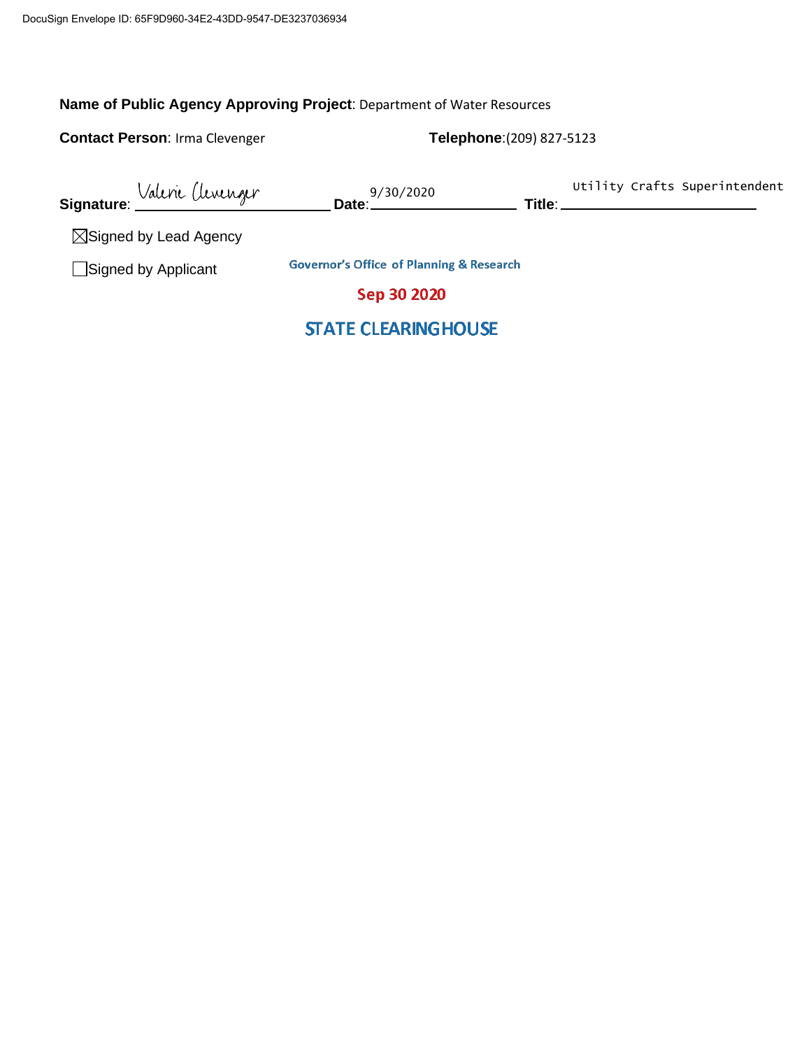DocuSign Envelope ID: 65F9D960-34E2-43DD-9547-DE3237036934

**Name of Public Agency Approving Project**: Department of Water Resources

**Contact Person**: Irma Clevenger **Telephone**:(209) 827-5123

**Signature**: Valerie Clevenger **Date**: 9/30/2020 **Title**: Utility Crafts Superintendent

☒ Signed by Lead Agency

☐ Signed by Applicant

Governor's Office of Planning & Research

Sep 30 2020

STATE CLEARINGHOUSE